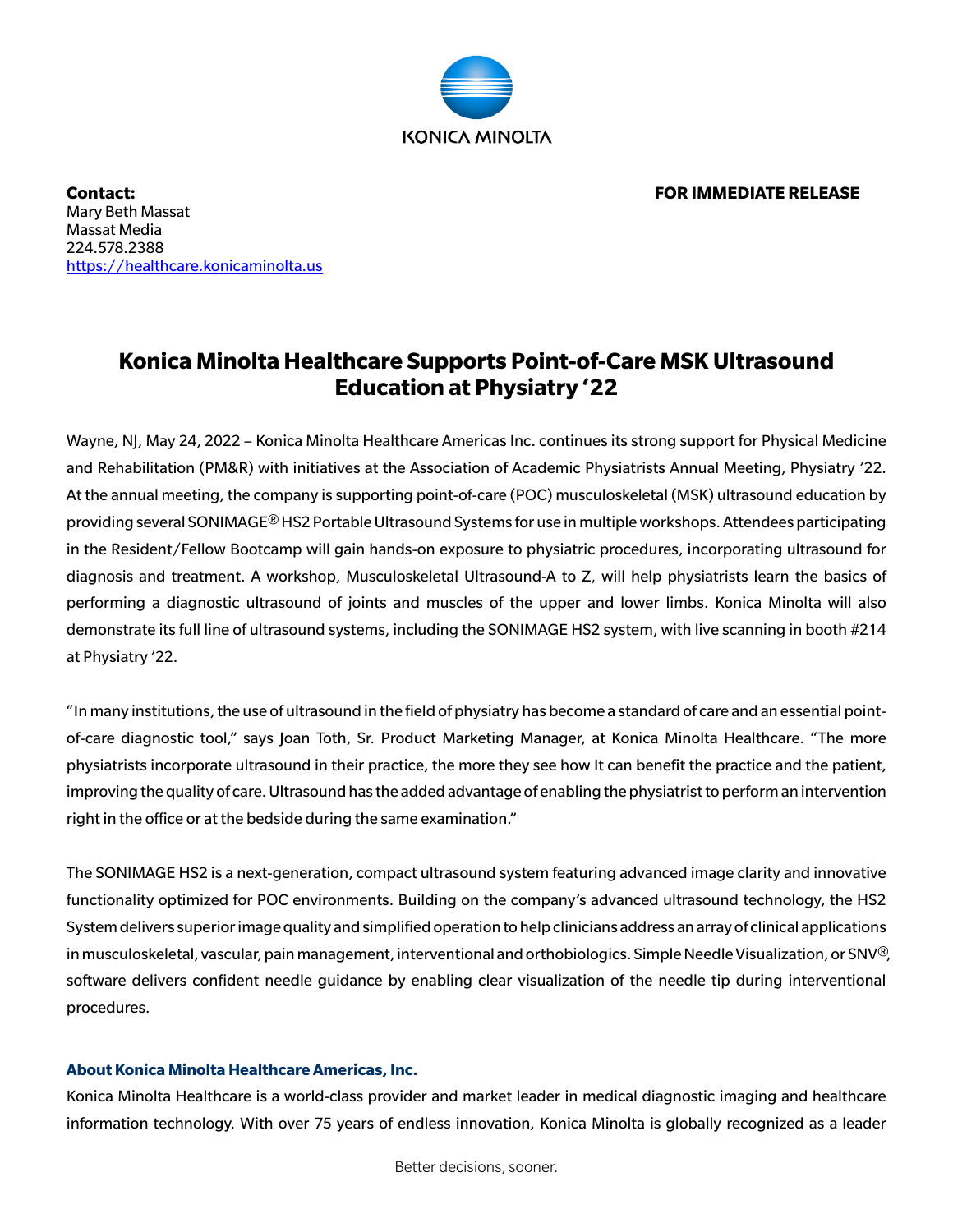KONICA MINOLTA

**Contact:**
Mary Beth Massat
Massat Media
224.578.2388
https://healthcare.konicaminolta.us

**FOR IMMEDIATE RELEASE**

# Konica Minolta Healthcare Supports Point-of-Care MSK Ultrasound Education at Physiatry '22

Wayne, NJ, May 24, 2022 – Konica Minolta Healthcare Americas Inc. continues its strong support for Physical Medicine and Rehabilitation (PM&R) with initiatives at the Association of Academic Physiatrists Annual Meeting, Physiatry '22. At the annual meeting, the company is supporting point-of-care (POC) musculoskeletal (MSK) ultrasound education by providing several SONIMAGE® HS2 Portable Ultrasound Systems for use in multiple workshops. Attendees participating in the Resident/Fellow Bootcamp will gain hands-on exposure to physiatric procedures, incorporating ultrasound for diagnosis and treatment. A workshop, Musculoskeletal Ultrasound-A to Z, will help physiatrists learn the basics of performing a diagnostic ultrasound of joints and muscles of the upper and lower limbs. Konica Minolta will also demonstrate its full line of ultrasound systems, including the SONIMAGE HS2 system, with live scanning in booth #214 at Physiatry '22.

"In many institutions, the use of ultrasound in the field of physiatry has become a standard of care and an essential point-of-care diagnostic tool," says Joan Toth, Sr. Product Marketing Manager, at Konica Minolta Healthcare. "The more physiatrists incorporate ultrasound in their practice, the more they see how It can benefit the practice and the patient, improving the quality of care. Ultrasound has the added advantage of enabling the physiatrist to perform an intervention right in the office or at the bedside during the same examination."

The SONIMAGE HS2 is a next-generation, compact ultrasound system featuring advanced image clarity and innovative functionality optimized for POC environments. Building on the company's advanced ultrasound technology, the HS2 System delivers superior image quality and simplified operation to help clinicians address an array of clinical applications in musculoskeletal, vascular, pain management, interventional and orthobiologics. Simple Needle Visualization, or SNV®, software delivers confident needle guidance by enabling clear visualization of the needle tip during interventional procedures.

### About Konica Minolta Healthcare Americas, Inc.

Konica Minolta Healthcare is a world-class provider and market leader in medical diagnostic imaging and healthcare information technology. With over 75 years of endless innovation, Konica Minolta is globally recognized as a leader

Better decisions, sooner.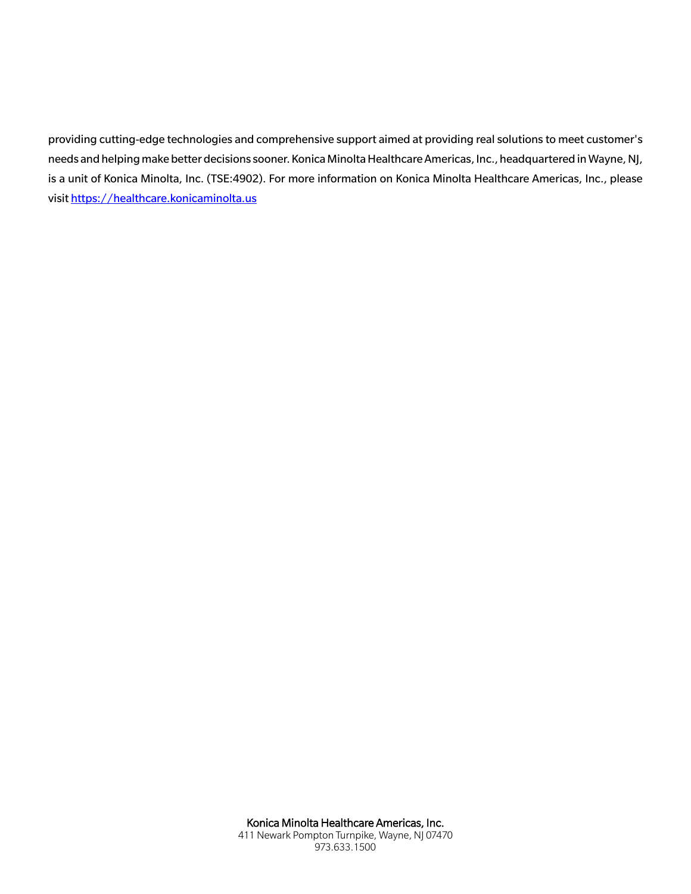providing cutting-edge technologies and comprehensive support aimed at providing real solutions to meet customer's needs and helping make better decisions sooner. Konica Minolta Healthcare Americas, Inc., headquartered in Wayne, NJ, is a unit of Konica Minolta, Inc. (TSE:4902). For more information on Konica Minolta Healthcare Americas, Inc., please visit [https://healthcare.konicaminolta.us](https://healthcare.konicaminolta.us)

Konica Minolta Healthcare Americas, Inc.
411 Newark Pompton Turnpike, Wayne, NJ 07470
973.633.1500